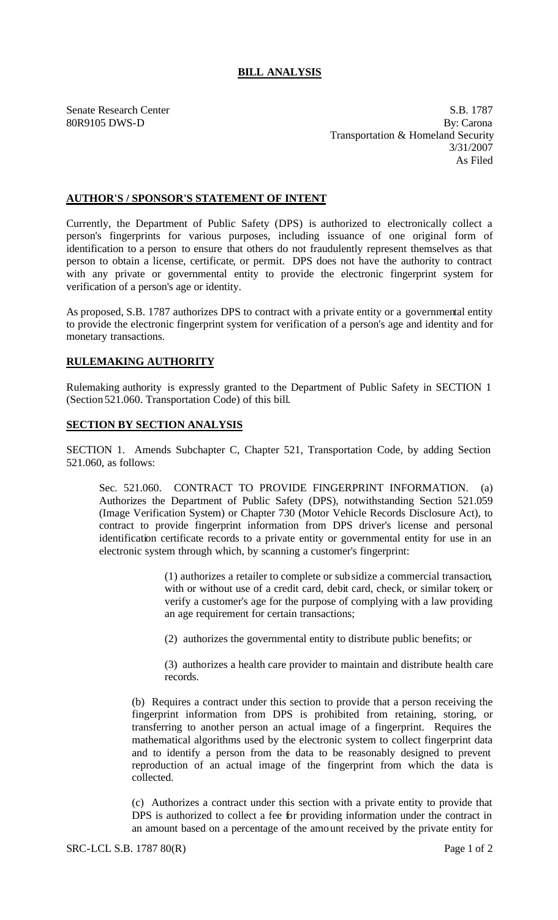# BILL ANALYSIS

Senate Research Center
80R9105 DWS-D

S.B. 1787
By: Carona
Transportation & Homeland Security
3/31/2007
As Filed

## AUTHOR'S / SPONSOR'S STATEMENT OF INTENT

Currently, the Department of Public Safety (DPS) is authorized to electronically collect a person's fingerprints for various purposes, including issuance of one original form of identification to a person to ensure that others do not fraudulently represent themselves as that person to obtain a license, certificate, or permit. DPS does not have the authority to contract with any private or governmental entity to provide the electronic fingerprint system for verification of a person's age or identity.

As proposed, S.B. 1787 authorizes DPS to contract with a private entity or a governmental entity to provide the electronic fingerprint system for verification of a person's age and identity and for monetary transactions.

## RULEMAKING AUTHORITY

Rulemaking authority is expressly granted to the Department of Public Safety in SECTION 1 (Section 521.060. Transportation Code) of this bill.

## SECTION BY SECTION ANALYSIS

SECTION 1. Amends Subchapter C, Chapter 521, Transportation Code, by adding Section 521.060, as follows:

> Sec. 521.060. CONTRACT TO PROVIDE FINGERPRINT INFORMATION. (a) Authorizes the Department of Public Safety (DPS), notwithstanding Section 521.059 (Image Verification System) or Chapter 730 (Motor Vehicle Records Disclosure Act), to contract to provide fingerprint information from DPS driver's license and personal identification certificate records to a private entity or governmental entity for use in an electronic system through which, by scanning a customer's fingerprint:
>
> > (1) authorizes a retailer to complete or subsidize a commercial transaction, with or without use of a credit card, debit card, check, or similar token; or verify a customer's age for the purpose of complying with a law providing an age requirement for certain transactions;
> >
> > (2) authorizes the governmental entity to distribute public benefits; or
> >
> > (3) authorizes a health care provider to maintain and distribute health care records.
>
> (b) Requires a contract under this section to provide that a person receiving the fingerprint information from DPS is prohibited from retaining, storing, or transferring to another person an actual image of a fingerprint. Requires the mathematical algorithms used by the electronic system to collect fingerprint data and to identify a person from the data to be reasonably designed to prevent reproduction of an actual image of the fingerprint from which the data is collected.
>
> (c) Authorizes a contract under this section with a private entity to provide that DPS is authorized to collect a fee for providing information under the contract in an amount based on a percentage of the amount received by the private entity for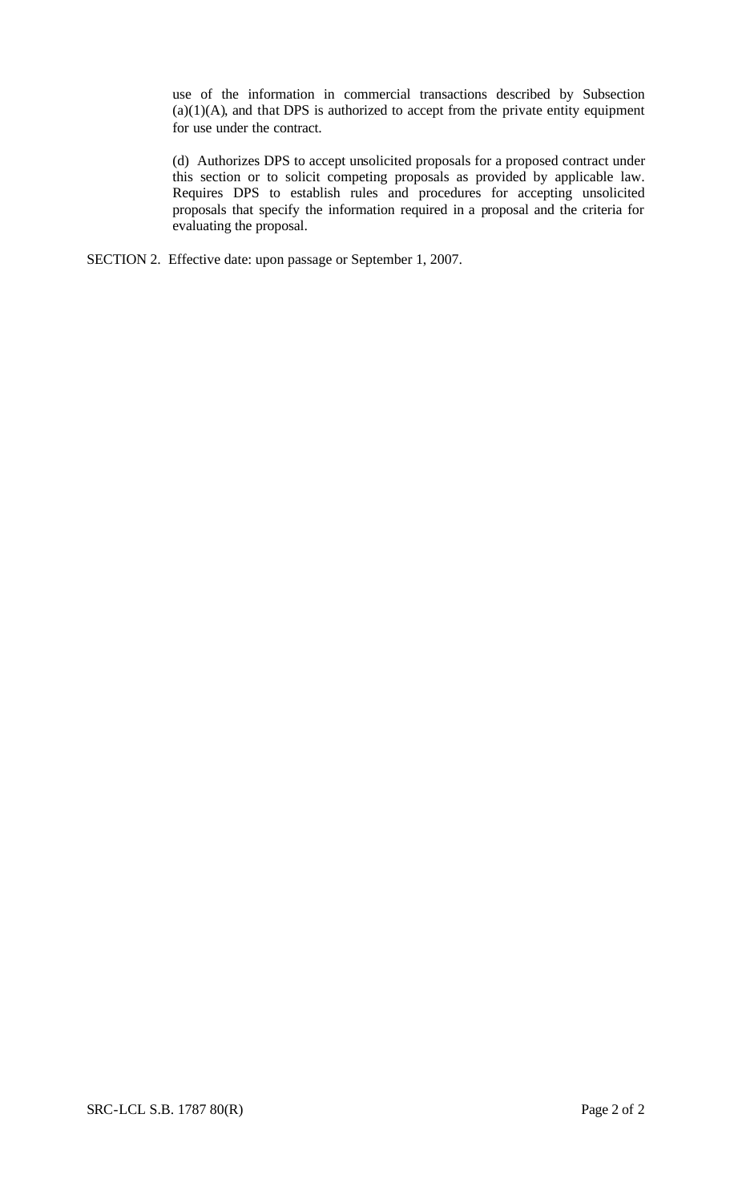use of the information in commercial transactions described by Subsection (a)(1)(A), and that DPS is authorized to accept from the private entity equipment for use under the contract.

(d) Authorizes DPS to accept unsolicited proposals for a proposed contract under this section or to solicit competing proposals as provided by applicable law. Requires DPS to establish rules and procedures for accepting unsolicited proposals that specify the information required in a proposal and the criteria for evaluating the proposal.

SECTION 2. Effective date: upon passage or September 1, 2007.